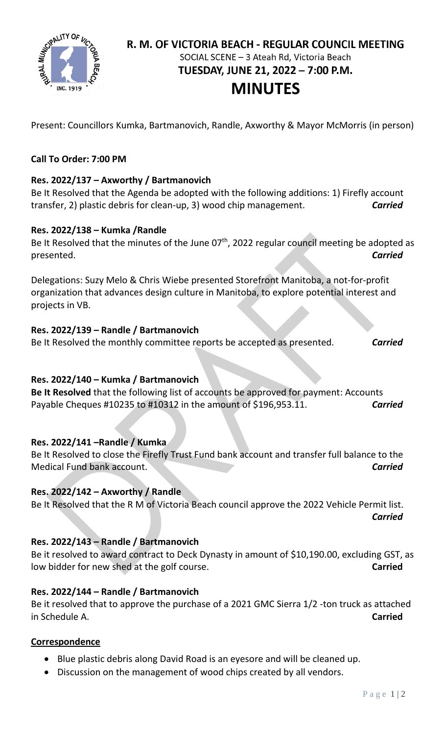# R. M. OF VICTORIA BEACH - REGULAR COUNCIL MEETING

SOCIAL SCENE – 3 Ateah Rd, Victoria Beach

**TUESDAY, JUNE 21, 2022 – 7:00 P.M.**

# MINUTES

Present: Councillors Kumka, Bartmanovich, Randle, Axworthy & Mayor McMorris (in person)

**Call To Order: 7:00 PM**

**Res. 2022/137 – Axworthy / Bartmanovich**

Be It Resolved that the Agenda be adopted with the following additions: 1) Firefly account transfer, 2) plastic debris for clean-up, 3) wood chip management. ***Carried***

**Res. 2022/138 – Kumka /Randle**

Be It Resolved that the minutes of the June 07th, 2022 regular council meeting be adopted as presented. ***Carried***

Delegations: Suzy Melo & Chris Wiebe presented Storefront Manitoba, a not-for-profit organization that advances design culture in Manitoba, to explore potential interest and projects in VB.

**Res. 2022/139 – Randle / Bartmanovich**

Be It Resolved the monthly committee reports be accepted as presented. ***Carried***

**Res. 2022/140 – Kumka / Bartmanovich**

**Be It Resolved** that the following list of accounts be approved for payment: Accounts Payable Cheques #10235 to #10312 in the amount of $196,953.11. ***Carried***

**Res. 2022/141 –Randle / Kumka**

Be It Resolved to close the Firefly Trust Fund bank account and transfer full balance to the Medical Fund bank account. ***Carried***

**Res. 2022/142 – Axworthy / Randle**

Be It Resolved that the R M of Victoria Beach council approve the 2022 Vehicle Permit list. ***Carried***

**Res. 2022/143 – Randle / Bartmanovich**

Be it resolved to award contract to Deck Dynasty in amount of $10,190.00, excluding GST, as low bidder for new shed at the golf course. **Carried**

**Res. 2022/144 – Randle / Bartmanovich**

Be it resolved that to approve the purchase of a 2021 GMC Sierra 1/2 -ton truck as attached in Schedule A. **Carried**

**Correspondence**

- Blue plastic debris along David Road is an eyesore and will be cleaned up.
- Discussion on the management of wood chips created by all vendors.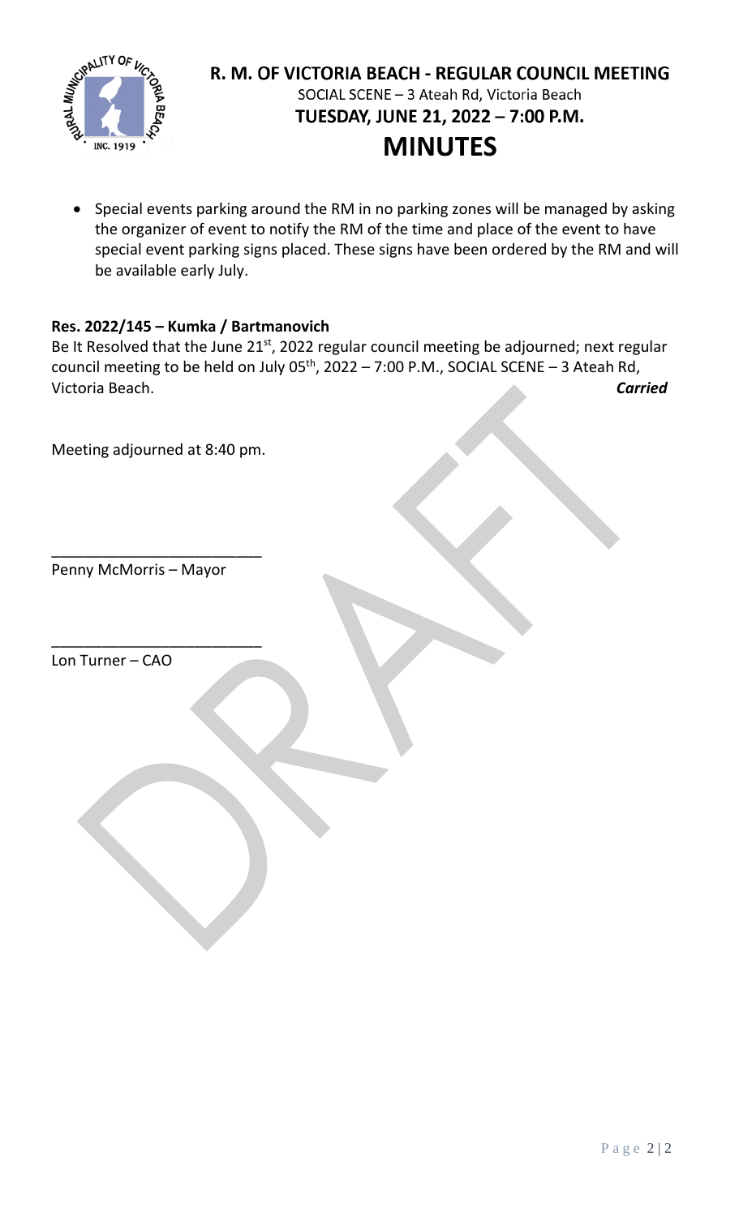# R. M. OF VICTORIA BEACH - REGULAR COUNCIL MEETING

SOCIAL SCENE – 3 Ateah Rd, Victoria Beach

**TUESDAY, JUNE 21, 2022 – 7:00 P.M.**

# MINUTES

- Special events parking around the RM in no parking zones will be managed by asking the organizer of event to notify the RM of the time and place of the event to have special event parking signs placed. These signs have been ordered by the RM and will be available early July.

**Res. 2022/145 – Kumka / Bartmanovich**

Be It Resolved that the June 21st, 2022 regular council meeting be adjourned; next regular council meeting to be held on July 05th, 2022 – 7:00 P.M., SOCIAL SCENE – 3 Ateah Rd, Victoria Beach. ***Carried***

Meeting adjourned at 8:40 pm.

\_\_\_\_\_\_\_\_\_\_\_\_\_\_\_\_\_\_\_\_\_\_\_\_\_\_

Penny McMorris – Mayor

\_\_\_\_\_\_\_\_\_\_\_\_\_\_\_\_\_\_\_\_\_\_\_\_\_\_

Lon Turner – CAO

DRAFT